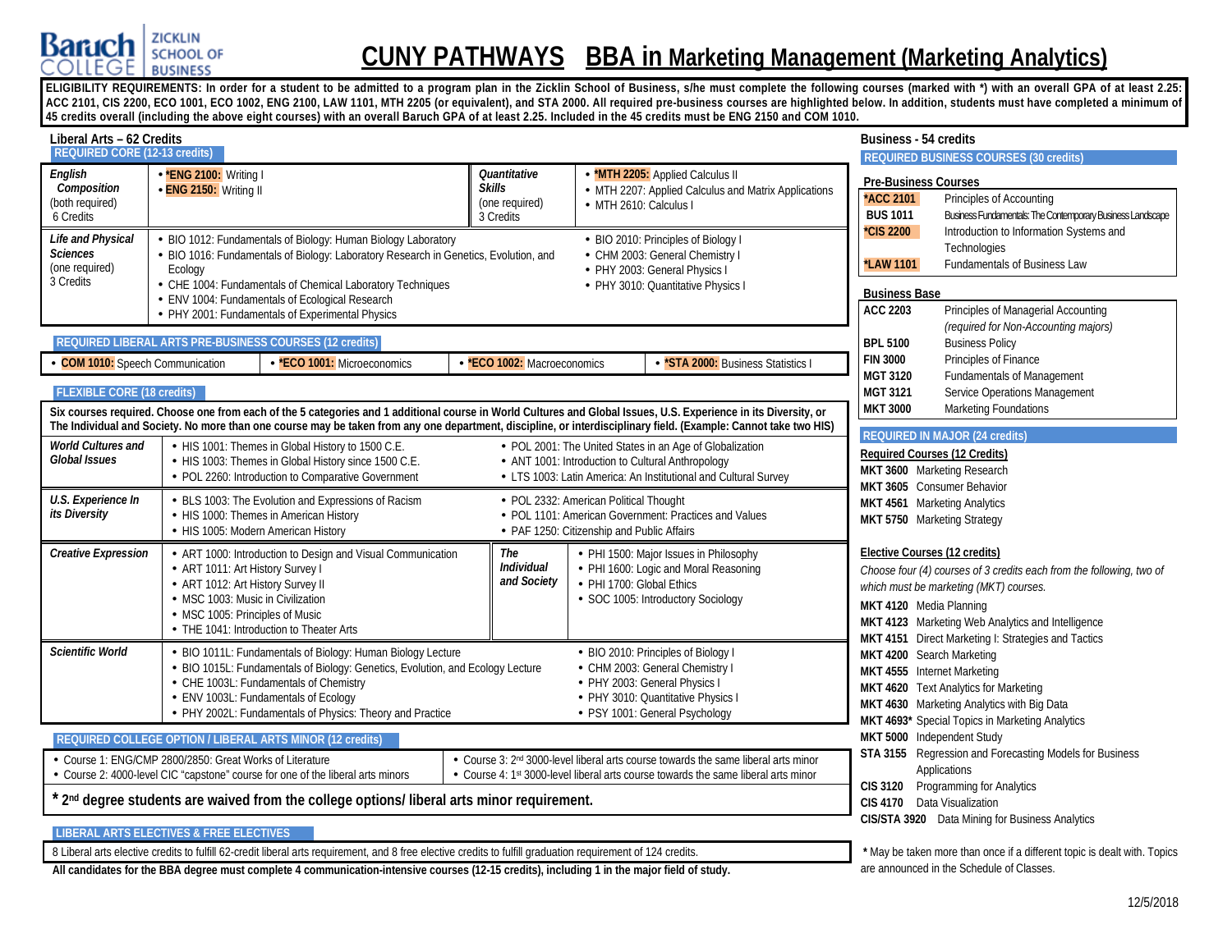# CUNY PATHWAYS BBA in Marketing Management (Marketing Analytics)

Baruch College – Zicklin School of Business

**ELIGIBILITY REQUIREMENTS: In order for a student to be admitted to a program plan in the Zicklin School of Business, s/he must complete the following courses (marked with *) with an overall GPA of at least 2.25: ACC 2101, CIS 2200, ECO 1001, ECO 1002, ENG 2100, LAW 1101, MTH 2205 (or equivalent), and STA 2000. All required pre-business courses are highlighted below. In addition, students must have completed a minimum of 45 credits overall (including the above eight courses) with an overall Baruch GPA of at least 2.25. Included in the 45 credits must be ENG 2150 and COM 1010.**

## Liberal Arts – 62 Credits

### REQUIRED CORE (12-13 credits)

| | | | |
|---|---|---|---|
| ***English Composition*** (both required) 6 Credits | • ***ENG 2100:** Writing I<br>• **ENG 2150:** Writing II | ***Quantitative Skills*** (one required) 3 Credits | • ***MTH 2205:** Applied Calculus II<br>• MTH 2207: Applied Calculus and Matrix Applications<br>• MTH 2610: Calculus I |
| ***Life and Physical Sciences*** (one required) 3 Credits | • BIO 1012: Fundamentals of Biology: Human Biology Laboratory<br>• BIO 1016: Fundamentals of Biology: Laboratory Research in Genetics, Evolution, and Ecology<br>• CHE 1004: Fundamentals of Chemical Laboratory Techniques<br>• ENV 1004: Fundamentals of Ecological Research<br>• PHY 2001: Fundamentals of Experimental Physics | | • BIO 2010: Principles of Biology I<br>• CHM 2003: General Chemistry I<br>• PHY 2003: General Physics I<br>• PHY 3010: Quantitative Physics I |

### REQUIRED LIBERAL ARTS PRE-BUSINESS COURSES (12 credits)

| | | | |
|---|---|---|---|
| • **COM 1010:** Speech Communication | • ***ECO 1001:** Microeconomics | • ***ECO 1002:** Macroeconomics | • ***STA 2000:** Business Statistics I |

### FLEXIBLE CORE (18 credits)

**Six courses required. Choose one from each of the 5 categories and 1 additional course in World Cultures and Global Issues, U.S. Experience in its Diversity, or The Individual and Society. No more than one course may be taken from any one department, discipline, or interdisciplinary field. (Example: Cannot take two HIS)**

| | | | |
|---|---|---|---|
| ***World Cultures and Global Issues*** | • HIS 1001: Themes in Global History to 1500 C.E.<br>• HIS 1003: Themes in Global History since 1500 C.E.<br>• POL 2260: Introduction to Comparative Government | | • POL 2001: The United States in an Age of Globalization<br>• ANT 1001: Introduction to Cultural Anthropology<br>• LTS 1003: Latin America: An Institutional and Cultural Survey |
| ***U.S. Experience in its Diversity*** | • BLS 1003: The Evolution and Expressions of Racism<br>• HIS 1000: Themes in American History<br>• HIS 1005: Modern American History | | • POL 2332: American Political Thought<br>• POL 1101: American Government: Practices and Values<br>• PAF 1250: Citizenship and Public Affairs |
| ***Creative Expression*** | • ART 1000: Introduction to Design and Visual Communication<br>• ART 1011: Art History Survey I<br>• ART 1012: Art History Survey II<br>• MSC 1003: Music in Civilization<br>• MSC 1005: Principles of Music<br>• THE 1041: Introduction to Theater Arts | ***The Individual and Society*** | • PHI 1500: Major Issues in Philosophy<br>• PHI 1600: Logic and Moral Reasoning<br>• PHI 1700: Global Ethics<br>• SOC 1005: Introductory Sociology |
| ***Scientific World*** | • BIO 1011L: Fundamentals of Biology: Human Biology Lecture<br>• BIO 1015L: Fundamentals of Biology: Genetics, Evolution, and Ecology Lecture<br>• CHE 1003L: Fundamentals of Chemistry<br>• ENV 1003L: Fundamentals of Ecology<br>• PHY 2002L: Fundamentals of Physics: Theory and Practice | | • BIO 2010: Principles of Biology I<br>• CHM 2003: General Chemistry I<br>• PHY 2003: General Physics I<br>• PHY 3010: Quantitative Physics I<br>• PSY 1001: General Psychology |

### REQUIRED COLLEGE OPTION / LIBERAL ARTS MINOR (12 credits)

| | |
|---|---|
| • Course 1: ENG/CMP 2800/2850: Great Works of Literature<br>• Course 2: 4000-level CIC "capstone" course for one of the liberal arts minors | • Course 3: 2nd 3000-level liberal arts course towards the same liberal arts minor<br>• Course 4: 1st 3000-level liberal arts course towards the same liberal arts minor |

**\* 2nd degree students are waived from the college options/ liberal arts minor requirement.**

### LIBERAL ARTS ELECTIVES & FREE ELECTIVES

8 Liberal arts elective credits to fulfill 62-credit liberal arts requirement, and 8 free elective credits to fulfill graduation requirement of 124 credits.

**All candidates for the BBA degree must complete 4 communication-intensive courses (12-15 credits), including 1 in the major field of study.**

## Business - 54 credits

### REQUIRED BUSINESS COURSES (30 credits)

**Pre-Business Courses**

| | |
|---|---|
| ***ACC 2101** | Principles of Accounting |
| **BUS 1011** | Business Fundamentals: The Contemporary Business Landscape |
| ***CIS 2200** | Introduction to Information Systems and Technologies |
| ***LAW 1101** | Fundamentals of Business Law |

**Business Base**

| | |
|---|---|
| **ACC 2203** | Principles of Managerial Accounting *(required for Non-Accounting majors)* |
| **BPL 5100** | Business Policy |
| **FIN 3000** | Principles of Finance |
| **MGT 3120** | Fundamentals of Management |
| **MGT 3121** | Service Operations Management |
| **MKT 3000** | Marketing Foundations |

### REQUIRED IN MAJOR (24 credits)

**Required Courses (12 Credits)**

- **MKT 3600** Marketing Research
- **MKT 3605** Consumer Behavior
- **MKT 4561** Marketing Analytics
- **MKT 5750** Marketing Strategy

**Elective Courses (12 credits)**

*Choose four (4) courses of 3 credits each from the following, two of which must be marketing (MKT) courses.*

- **MKT 4120** Media Planning
- **MKT 4123** Marketing Web Analytics and Intelligence
- **MKT 4151** Direct Marketing I: Strategies and Tactics
- **MKT 4200** Search Marketing
- **MKT 4555** Internet Marketing
- **MKT 4620** Text Analytics for Marketing
- **MKT 4630** Marketing Analytics with Big Data
- **MKT 4693*** Special Topics in Marketing Analytics
- **MKT 5000** Independent Study
- **STA 3155** Regression and Forecasting Models for Business Applications
- **CIS 3120** Programming for Analytics
- **CIS 4170** Data Visualization
- **CIS/STA 3920** Data Mining for Business Analytics

**\*** May be taken more than once if a different topic is dealt with. Topics are announced in the Schedule of Classes.

12/5/2018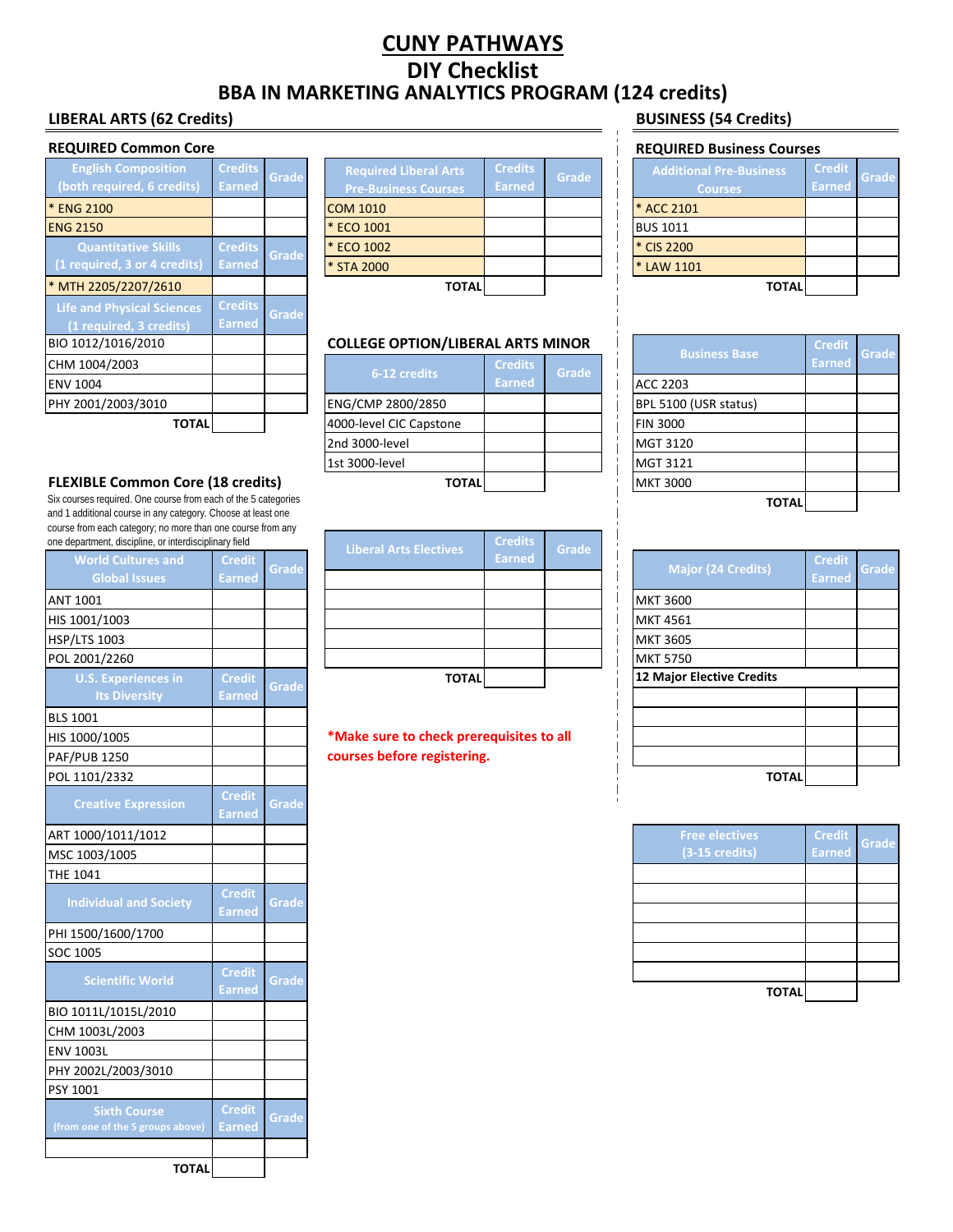# CUNY PATHWAYS
# DIY Checklist
# BBA IN MARKETING ANALYTICS PROGRAM (124 credits)

## LIBERAL ARTS (62 Credits)

### REQUIRED Common Core

| English Composition (both required, 6 credits) | Credits Earned | Grade |
|---|---|---|
| * ENG 2100 | | |
| ENG 2150 | | |

| Quantitative Skills (1 required, 3 or 4 credits) | Credits Earned | Grade |
|---|---|---|
| * MTH 2205/2207/2610 | | |

| Life and Physical Sciences (1 required, 3 credits) | Credits Earned | Grade |
|---|---|---|
| BIO 1012/1016/2010 | | |
| CHM 1004/2003 | | |
| ENV 1004 | | |
| PHY 2001/2003/3010 | | |
| TOTAL | | |

### FLEXIBLE Common Core (18 credits)

Six courses required. One course from each of the 5 categories and 1 additional course in any category. Choose at least one course from each category; no more than one course from any one department, discipline, or interdisciplinary field

| World Cultures and Global Issues | Credit Earned | Grade |
|---|---|---|
| ANT 1001 | | |
| HIS 1001/1003 | | |
| HSP/LTS 1003 | | |
| POL 2001/2260 | | |

| U.S. Experiences in Its Diversity | Credit Earned | Grade |
|---|---|---|
| BLS 1001 | | |
| HIS 1000/1005 | | |
| PAF/PUB 1250 | | |
| POL 1101/2332 | | |

| Creative Expression | Credit Earned | Grade |
|---|---|---|
| ART 1000/1011/1012 | | |
| MSC 1003/1005 | | |
| THE 1041 | | |

| Individual and Society | Credit Earned | Grade |
|---|---|---|
| PHI 1500/1600/1700 | | |
| SOC 1005 | | |

| Scientific World | Credit Earned | Grade |
|---|---|---|
| BIO 1011L/1015L/2010 | | |
| CHM 1003L/2003 | | |
| ENV 1003L | | |
| PHY 2002L/2003/3010 | | |
| PSY 1001 | | |

| Sixth Course (from one of the 5 groups above) | Credit Earned | Grade |
|---|---|---|
| | | |
| TOTAL | | |

| Required Liberal Arts Pre-Business Courses | Credits Earned | Grade |
|---|---|---|
| COM 1010 | | |
| * ECO 1001 | | |
| * ECO 1002 | | |
| * STA 2000 | | |
| TOTAL | | |

### COLLEGE OPTION/LIBERAL ARTS MINOR

| 6-12 credits | Credits Earned | Grade |
|---|---|---|
| ENG/CMP 2800/2850 | | |
| 4000-level CIC Capstone | | |
| 2nd 3000-level | | |
| 1st 3000-level | | |
| TOTAL | | |

| Liberal Arts Electives | Credits Earned | Grade |
|---|---|---|
| | | |
| | | |
| | | |
| | | |
| TOTAL | | |

**\*Make sure to check prerequisites to all courses before registering.**

## BUSINESS (54 Credits)

### REQUIRED Business Courses

| Additional Pre-Business Courses | Credit Earned | Grade |
|---|---|---|
| * ACC 2101 | | |
| BUS 1011 | | |
| * CIS 2200 | | |
| * LAW 1101 | | |
| TOTAL | | |

| Business Base | Credit Earned | Grade |
|---|---|---|
| ACC 2203 | | |
| BPL 5100 (USR status) | | |
| FIN 3000 | | |
| MGT 3120 | | |
| MGT 3121 | | |
| MKT 3000 | | |
| TOTAL | | |

| Major (24 Credits) | Credit Earned | Grade |
|---|---|---|
| MKT 3600 | | |
| MKT 4561 | | |
| MKT 3605 | | |
| MKT 5750 | | |
| **12 Major Elective Credits** | | |
| | | |
| | | |
| | | |
| | | |
| TOTAL | | |

| Free electives (3-15 credits) | Credit Earned | Grade |
|---|---|---|
| | | |
| | | |
| | | |
| | | |
| | | |
| | | |
| TOTAL | | |